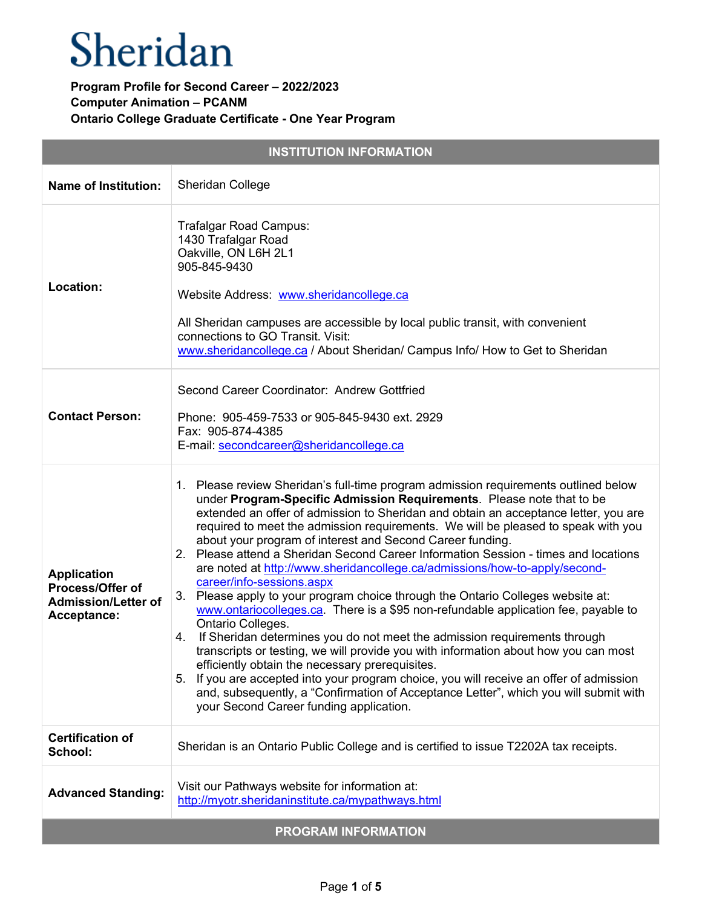# Sheridan

**Program Profile for Second Career – 2022/2023**
**Computer Animation – PCANM**
**Ontario College Graduate Certificate - One Year Program**

| INSTITUTION INFORMATION | |
|---|---|
| **Name of Institution:** | Sheridan College |
| **Location:** | Trafalgar Road Campus:<br>1430 Trafalgar Road<br>Oakville, ON L6H 2L1<br>905-845-9430<br><br>Website Address: www.sheridancollege.ca<br><br>All Sheridan campuses are accessible by local public transit, with convenient connections to GO Transit. Visit:<br>www.sheridancollege.ca / About Sheridan/ Campus Info/ How to Get to Sheridan |
| **Contact Person:** | Second Career Coordinator: Andrew Gottfried<br><br>Phone: 905-459-7533 or 905-845-9430 ext. 2929<br>Fax: 905-874-4385<br>E-mail: secondcareer@sheridancollege.ca |
| **Application Process/Offer of Admission/Letter of Acceptance:** | 1. Please review Sheridan's full-time program admission requirements outlined below under **Program-Specific Admission Requirements**. Please note that to be extended an offer of admission to Sheridan and obtain an acceptance letter, you are required to meet the admission requirements. We will be pleased to speak with you about your program of interest and Second Career funding.<br>2. Please attend a Sheridan Second Career Information Session - times and locations are noted at http://www.sheridancollege.ca/admissions/how-to-apply/second-career/info-sessions.aspx<br>3. Please apply to your program choice through the Ontario Colleges website at: www.ontariocolleges.ca. There is a $95 non-refundable application fee, payable to Ontario Colleges.<br>4. If Sheridan determines you do not meet the admission requirements through transcripts or testing, we will provide you with information about how you can most efficiently obtain the necessary prerequisites.<br>5. If you are accepted into your program choice, you will receive an offer of admission and, subsequently, a "Confirmation of Acceptance Letter", which you will submit with your Second Career funding application. |
| **Certification of School:** | Sheridan is an Ontario Public College and is certified to issue T2202A tax receipts. |
| **Advanced Standing:** | Visit our Pathways website for information at:<br>http://myotr.sheridaninstitute.ca/mypathways.html |

| PROGRAM INFORMATION |
|---|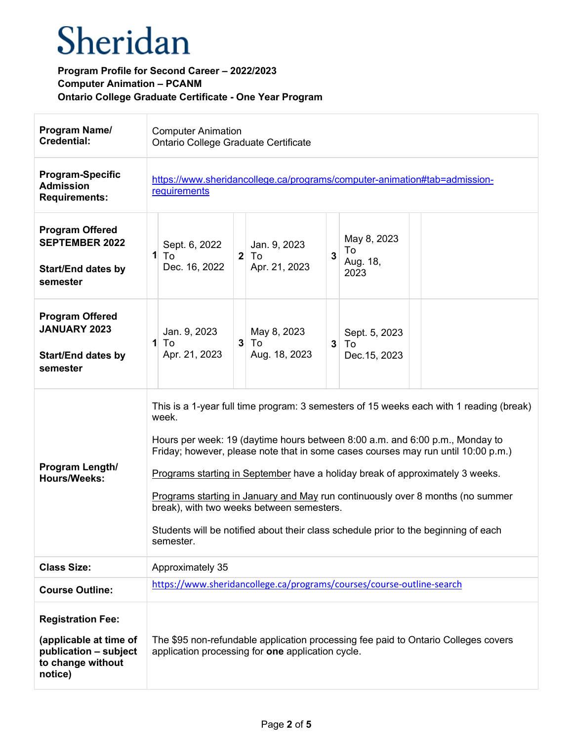# Sheridan

**Program Profile for Second Career – 2022/2023**
**Computer Animation – PCANM**
**Ontario College Graduate Certificate - One Year Program**

| | | | | | | |
|---|---|---|---|---|---|---|
| **Program Name/ Credential:** | Computer Animation<br>Ontario College Graduate Certificate | | | | | |
| **Program-Specific Admission Requirements:** | [https://www.sheridancollege.ca/programs/computer-animation#tab=admission-requirements](https://www.sheridancollege.ca/programs/computer-animation#tab=admission-requirements) | | | | | |
| **Program Offered SEPTEMBER 2022**<br><br>**Start/End dates by semester** | **1** | Sept. 6, 2022 To Dec. 16, 2022 | **2** | Jan. 9, 2023 To Apr. 21, 2023 | **3** | May 8, 2023 To Aug. 18, 2023 |
| **Program Offered JANUARY 2023**<br><br>**Start/End dates by semester** | **1** | Jan. 9, 2023 To Apr. 21, 2023 | **3** | May 8, 2023 To Aug. 18, 2023 | **3** | Sept. 5, 2023 To Dec.15, 2023 |
| **Program Length/ Hours/Weeks:** | This is a 1-year full time program: 3 semesters of 15 weeks each with 1 reading (break) week.<br><br>Hours per week: 19 (daytime hours between 8:00 a.m. and 6:00 p.m., Monday to Friday; however, please note that in some cases courses may run until 10:00 p.m.)<br><br>Programs starting in September have a holiday break of approximately 3 weeks.<br><br>Programs starting in January and May run continuously over 8 months (no summer break), with two weeks between semesters.<br><br>Students will be notified about their class schedule prior to the beginning of each semester. | | | | | |
| **Class Size:** | Approximately 35 | | | | | |
| **Course Outline:** | [https://www.sheridancollege.ca/programs/courses/course-outline-search](https://www.sheridancollege.ca/programs/courses/course-outline-search) | | | | | |
| **Registration Fee:**<br><br>**(applicable at time of publication – subject to change without notice)** | The $95 non-refundable application processing fee paid to Ontario Colleges covers application processing for **one** application cycle. | | | | | |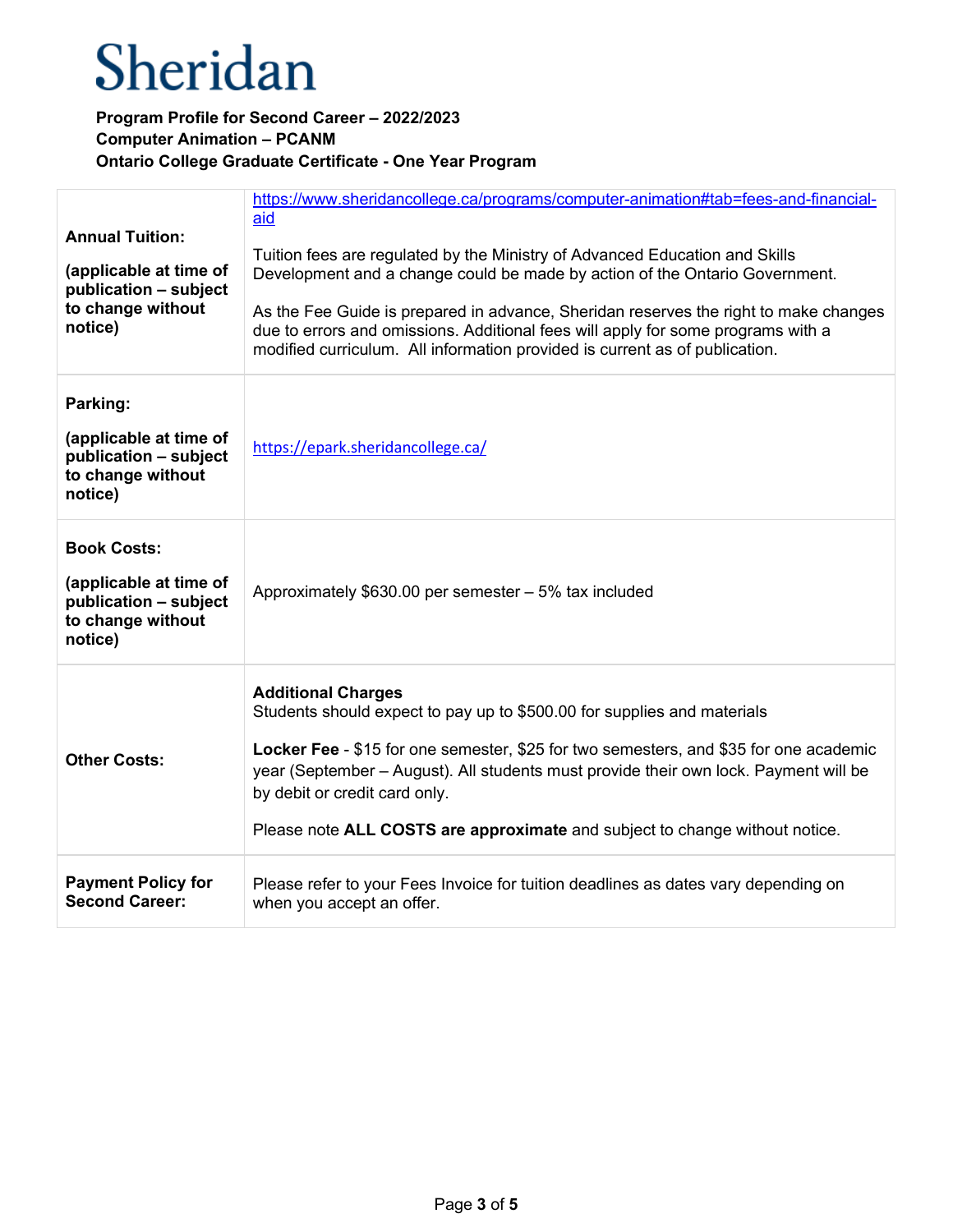Sheridan

**Program Profile for Second Career – 2022/2023**
**Computer Animation – PCANM**
**Ontario College Graduate Certificate - One Year Program**

| | |
|---|---|
| **Annual Tuition:**<br><br>**(applicable at time of publication – subject to change without notice)** | https://www.sheridancollege.ca/programs/computer-animation#tab=fees-and-financial-aid<br><br>Tuition fees are regulated by the Ministry of Advanced Education and Skills Development and a change could be made by action of the Ontario Government.<br><br>As the Fee Guide is prepared in advance, Sheridan reserves the right to make changes due to errors and omissions. Additional fees will apply for some programs with a modified curriculum. All information provided is current as of publication. |
| **Parking:**<br><br>**(applicable at time of publication – subject to change without notice)** | https://epark.sheridancollege.ca/ |
| **Book Costs:**<br><br>**(applicable at time of publication – subject to change without notice)** | Approximately $630.00 per semester – 5% tax included |
| **Other Costs:** | **Additional Charges**<br>Students should expect to pay up to $500.00 for supplies and materials<br><br>**Locker Fee** - $15 for one semester, $25 for two semesters, and $35 for one academic year (September – August). All students must provide their own lock. Payment will be by debit or credit card only.<br><br>Please note **ALL COSTS are approximate** and subject to change without notice. |
| **Payment Policy for Second Career:** | Please refer to your Fees Invoice for tuition deadlines as dates vary depending on when you accept an offer. |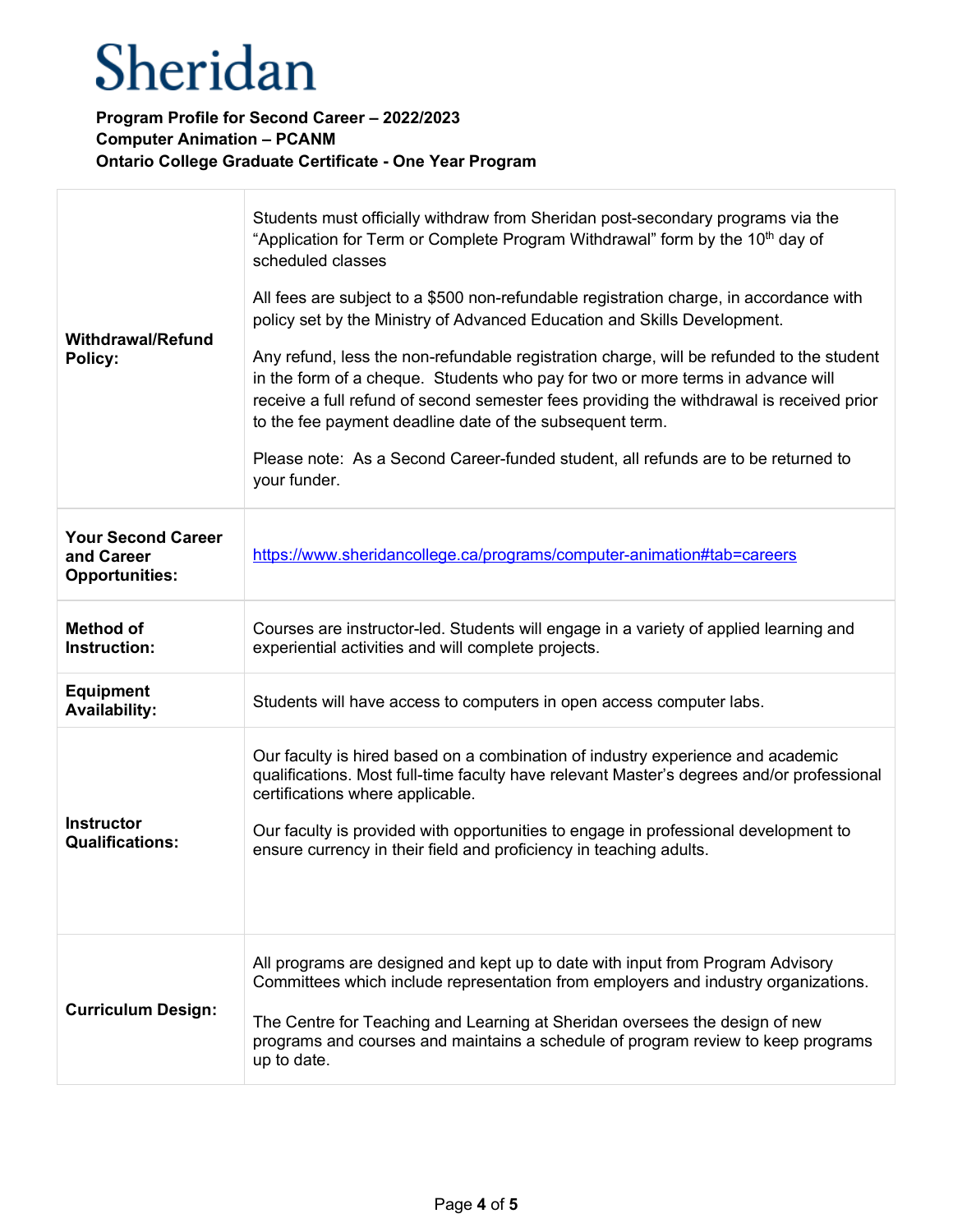# Sheridan

**Program Profile for Second Career – 2022/2023**
**Computer Animation – PCANM**
**Ontario College Graduate Certificate - One Year Program**

| | |
|---|---|
| **Withdrawal/Refund Policy:** | Students must officially withdraw from Sheridan post-secondary programs via the “Application for Term or Complete Program Withdrawal” form by the 10th day of scheduled classes<br><br>All fees are subject to a $500 non-refundable registration charge, in accordance with policy set by the Ministry of Advanced Education and Skills Development.<br><br>Any refund, less the non-refundable registration charge, will be refunded to the student in the form of a cheque. Students who pay for two or more terms in advance will receive a full refund of second semester fees providing the withdrawal is received prior to the fee payment deadline date of the subsequent term.<br><br>Please note: As a Second Career-funded student, all refunds are to be returned to your funder. |
| **Your Second Career and Career Opportunities:** | https://www.sheridancollege.ca/programs/computer-animation#tab=careers |
| **Method of Instruction:** | Courses are instructor-led. Students will engage in a variety of applied learning and experiential activities and will complete projects. |
| **Equipment Availability:** | Students will have access to computers in open access computer labs. |
| **Instructor Qualifications:** | Our faculty is hired based on a combination of industry experience and academic qualifications. Most full-time faculty have relevant Master’s degrees and/or professional certifications where applicable.<br><br>Our faculty is provided with opportunities to engage in professional development to ensure currency in their field and proficiency in teaching adults. |
| **Curriculum Design:** | All programs are designed and kept up to date with input from Program Advisory Committees which include representation from employers and industry organizations.<br><br>The Centre for Teaching and Learning at Sheridan oversees the design of new programs and courses and maintains a schedule of program review to keep programs up to date. |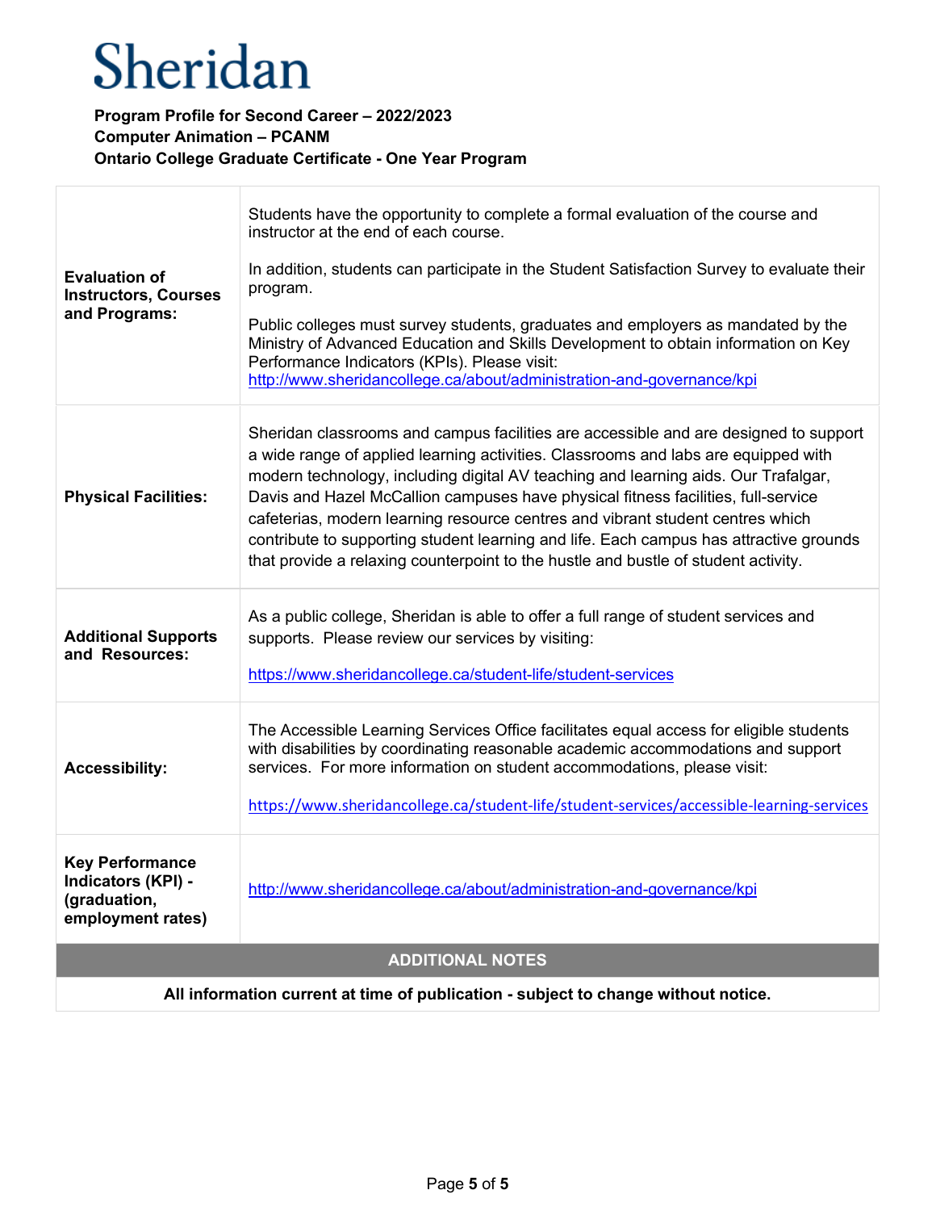# Sheridan

**Program Profile for Second Career – 2022/2023**
**Computer Animation – PCANM**
**Ontario College Graduate Certificate - One Year Program**

| | |
|---|---|
| **Evaluation of Instructors, Courses and Programs:** | Students have the opportunity to complete a formal evaluation of the course and instructor at the end of each course.<br><br>In addition, students can participate in the Student Satisfaction Survey to evaluate their program.<br><br>Public colleges must survey students, graduates and employers as mandated by the Ministry of Advanced Education and Skills Development to obtain information on Key Performance Indicators (KPIs). Please visit: http://www.sheridancollege.ca/about/administration-and-governance/kpi |
| **Physical Facilities:** | Sheridan classrooms and campus facilities are accessible and are designed to support a wide range of applied learning activities. Classrooms and labs are equipped with modern technology, including digital AV teaching and learning aids. Our Trafalgar, Davis and Hazel McCallion campuses have physical fitness facilities, full-service cafeterias, modern learning resource centres and vibrant student centres which contribute to supporting student learning and life. Each campus has attractive grounds that provide a relaxing counterpoint to the hustle and bustle of student activity. |
| **Additional Supports and Resources:** | As a public college, Sheridan is able to offer a full range of student services and supports. Please review our services by visiting:<br><br>https://www.sheridancollege.ca/student-life/student-services |
| **Accessibility:** | The Accessible Learning Services Office facilitates equal access for eligible students with disabilities by coordinating reasonable academic accommodations and support services. For more information on student accommodations, please visit:<br><br>https://www.sheridancollege.ca/student-life/student-services/accessible-learning-services |
| **Key Performance Indicators (KPI) - (graduation, employment rates)** | http://www.sheridancollege.ca/about/administration-and-governance/kpi |

**ADDITIONAL NOTES**

**All information current at time of publication - subject to change without notice.**